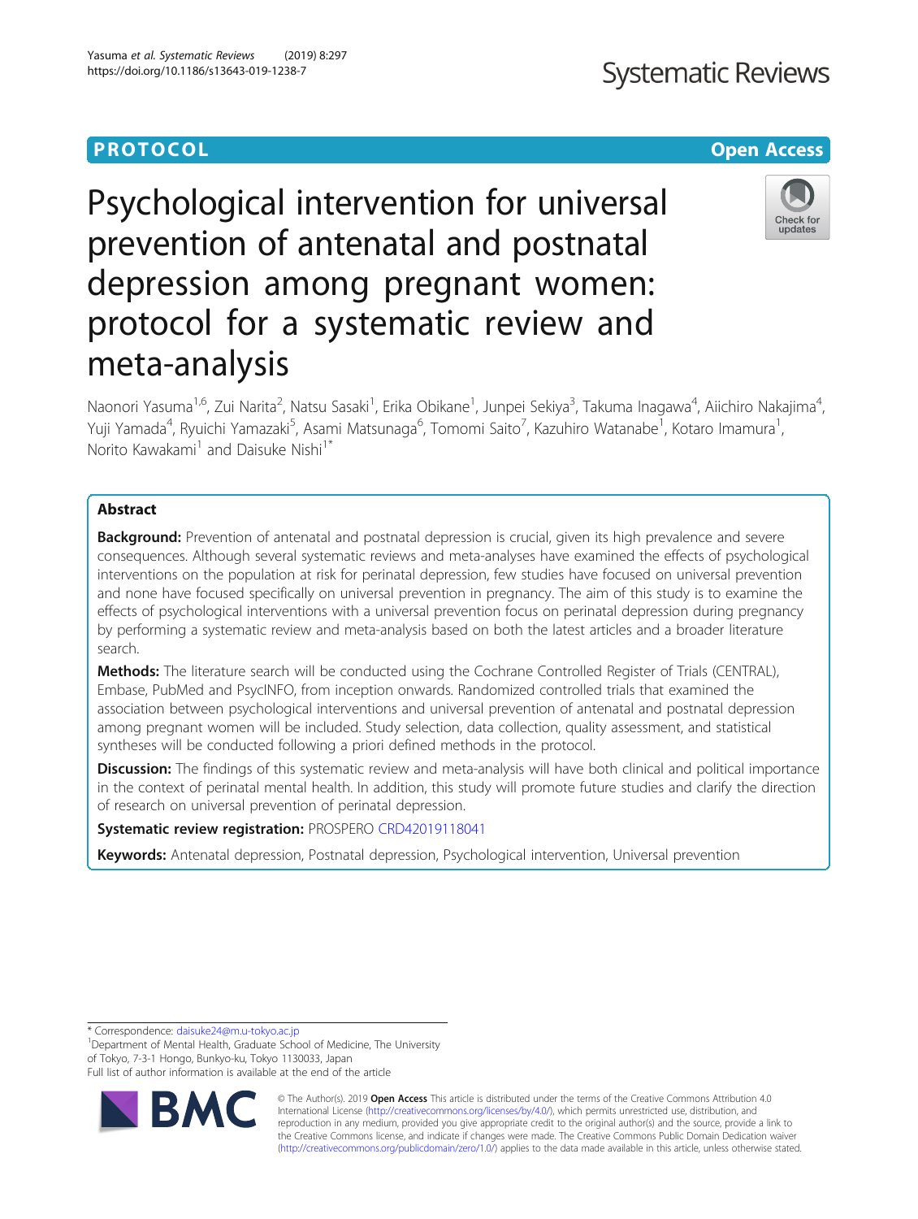PROTOCOL

Open Access

# Psychological intervention for universal prevention of antenatal and postnatal depression among pregnant women: protocol for a systematic review and meta-analysis

Naonori Yasuma[1,6], Zui Narita[2], Natsu Sasaki[1], Erika Obikane[1], Junpei Sekiya[3], Takuma Inagawa[4], Aiichiro Nakajima[4], Yuji Yamada[4], Ryuichi Yamazaki[5], Asami Matsunaga[6], Tomomi Saito[7], Kazuhiro Watanabe[1], Kotaro Imamura[1], Norito Kawakami[1] and Daisuke Nishi[1*]

## Abstract

**Background:** Prevention of antenatal and postnatal depression is crucial, given its high prevalence and severe consequences. Although several systematic reviews and meta-analyses have examined the effects of psychological interventions on the population at risk for perinatal depression, few studies have focused on universal prevention and none have focused specifically on universal prevention in pregnancy. The aim of this study is to examine the effects of psychological interventions with a universal prevention focus on perinatal depression during pregnancy by performing a systematic review and meta-analysis based on both the latest articles and a broader literature search.

**Methods:** The literature search will be conducted using the Cochrane Controlled Register of Trials (CENTRAL), Embase, PubMed and PsycINFO, from inception onwards. Randomized controlled trials that examined the association between psychological interventions and universal prevention of antenatal and postnatal depression among pregnant women will be included. Study selection, data collection, quality assessment, and statistical syntheses will be conducted following a priori defined methods in the protocol.

**Discussion:** The findings of this systematic review and meta-analysis will have both clinical and political importance in the context of perinatal mental health. In addition, this study will promote future studies and clarify the direction of research on universal prevention of perinatal depression.

**Systematic review registration:** PROSPERO CRD42019118041

**Keywords:** Antenatal depression, Postnatal depression, Psychological intervention, Universal prevention

\* Correspondence: daisuke24@m.u-tokyo.ac.jp
[1]Department of Mental Health, Graduate School of Medicine, The University of Tokyo, 7-3-1 Hongo, Bunkyo-ku, Tokyo 1130033, Japan
Full list of author information is available at the end of the article

© The Author(s). 2019 **Open Access** This article is distributed under the terms of the Creative Commons Attribution 4.0 International License (http://creativecommons.org/licenses/by/4.0/), which permits unrestricted use, distribution, and reproduction in any medium, provided you give appropriate credit to the original author(s) and the source, provide a link to the Creative Commons license, and indicate if changes were made. The Creative Commons Public Domain Dedication waiver (http://creativecommons.org/publicdomain/zero/1.0/) applies to the data made available in this article, unless otherwise stated.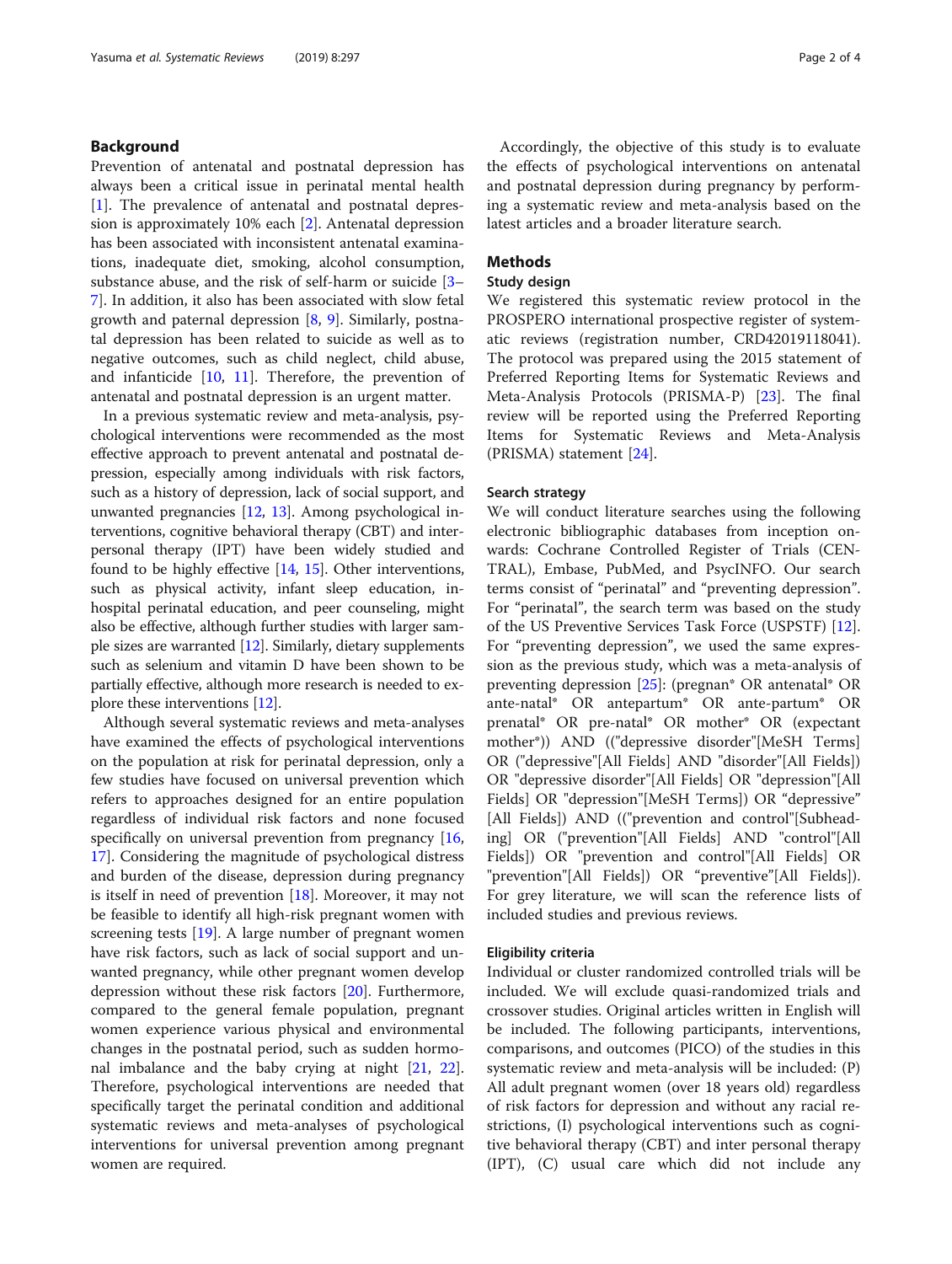## Background

Prevention of antenatal and postnatal depression has always been a critical issue in perinatal mental health [1]. The prevalence of antenatal and postnatal depression is approximately 10% each [2]. Antenatal depression has been associated with inconsistent antenatal examinations, inadequate diet, smoking, alcohol consumption, substance abuse, and the risk of self-harm or suicide [3–7]. In addition, it also has been associated with slow fetal growth and paternal depression [8, 9]. Similarly, postnatal depression has been related to suicide as well as to negative outcomes, such as child neglect, child abuse, and infanticide [10, 11]. Therefore, the prevention of antenatal and postnatal depression is an urgent matter.

In a previous systematic review and meta-analysis, psychological interventions were recommended as the most effective approach to prevent antenatal and postnatal depression, especially among individuals with risk factors, such as a history of depression, lack of social support, and unwanted pregnancies [12, 13]. Among psychological interventions, cognitive behavioral therapy (CBT) and interpersonal therapy (IPT) have been widely studied and found to be highly effective [14, 15]. Other interventions, such as physical activity, infant sleep education, in-hospital perinatal education, and peer counseling, might also be effective, although further studies with larger sample sizes are warranted [12]. Similarly, dietary supplements such as selenium and vitamin D have been shown to be partially effective, although more research is needed to explore these interventions [12].

Although several systematic reviews and meta-analyses have examined the effects of psychological interventions on the population at risk for perinatal depression, only a few studies have focused on universal prevention which refers to approaches designed for an entire population regardless of individual risk factors and none focused specifically on universal prevention from pregnancy [16, 17]. Considering the magnitude of psychological distress and burden of the disease, depression during pregnancy is itself in need of prevention [18]. Moreover, it may not be feasible to identify all high-risk pregnant women with screening tests [19]. A large number of pregnant women have risk factors, such as lack of social support and unwanted pregnancy, while other pregnant women develop depression without these risk factors [20]. Furthermore, compared to the general female population, pregnant women experience various physical and environmental changes in the postnatal period, such as sudden hormonal imbalance and the baby crying at night [21, 22]. Therefore, psychological interventions are needed that specifically target the perinatal condition and additional systematic reviews and meta-analyses of psychological interventions for universal prevention among pregnant women are required.

Accordingly, the objective of this study is to evaluate the effects of psychological interventions on antenatal and postnatal depression during pregnancy by performing a systematic review and meta-analysis based on the latest articles and a broader literature search.

## Methods

### Study design

We registered this systematic review protocol in the PROSPERO international prospective register of systematic reviews (registration number, CRD42019118041). The protocol was prepared using the 2015 statement of Preferred Reporting Items for Systematic Reviews and Meta-Analysis Protocols (PRISMA-P) [23]. The final review will be reported using the Preferred Reporting Items for Systematic Reviews and Meta-Analysis (PRISMA) statement [24].

### Search strategy

We will conduct literature searches using the following electronic bibliographic databases from inception onwards: Cochrane Controlled Register of Trials (CENTRAL), Embase, PubMed, and PsycINFO. Our search terms consist of "perinatal" and "preventing depression". For "perinatal", the search term was based on the study of the US Preventive Services Task Force (USPSTF) [12]. For "preventing depression", we used the same expression as the previous study, which was a meta-analysis of preventing depression [25]: (pregnan* OR antenatal* OR ante-natal* OR antepartum* OR ante-partum* OR prenatal* OR pre-natal* OR mother* OR (expectant mother*)) AND (("depressive disorder"[MeSH Terms] OR ("depressive"[All Fields] AND "disorder"[All Fields]) OR "depressive disorder"[All Fields] OR "depression"[All Fields] OR "depression"[MeSH Terms]) OR "depressive" [All Fields]) AND (("prevention and control"[Subheading] OR ("prevention"[All Fields] AND "control"[All Fields]) OR "prevention and control"[All Fields] OR "prevention"[All Fields]) OR "preventive"[All Fields]). For grey literature, we will scan the reference lists of included studies and previous reviews.

### Eligibility criteria

Individual or cluster randomized controlled trials will be included. We will exclude quasi-randomized trials and crossover studies. Original articles written in English will be included. The following participants, interventions, comparisons, and outcomes (PICO) of the studies in this systematic review and meta-analysis will be included: (P) All adult pregnant women (over 18 years old) regardless of risk factors for depression and without any racial restrictions, (I) psychological interventions such as cognitive behavioral therapy (CBT) and inter personal therapy (IPT), (C) usual care which did not include any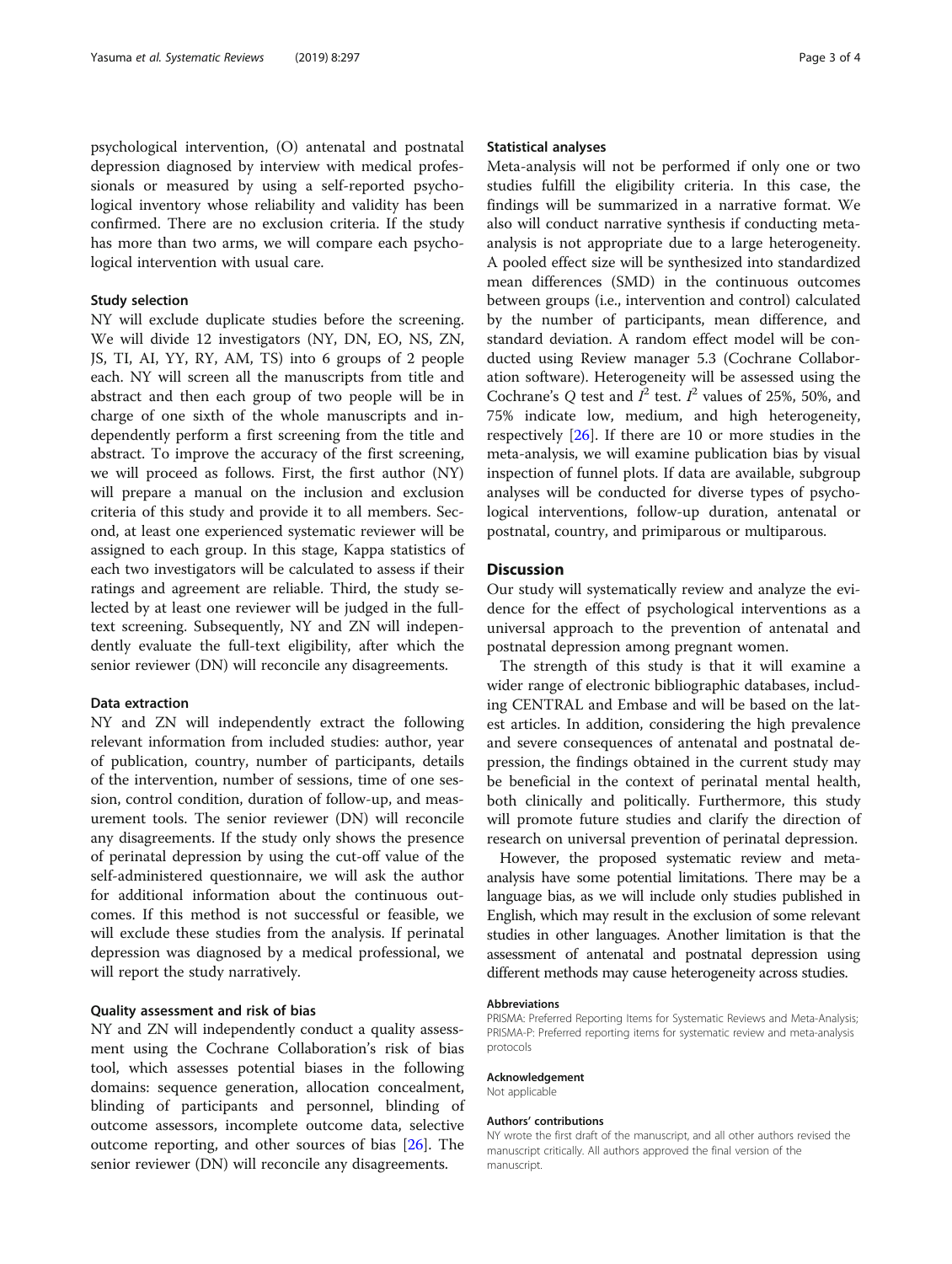psychological intervention, (O) antenatal and postnatal depression diagnosed by interview with medical professionals or measured by using a self-reported psychological inventory whose reliability and validity has been confirmed. There are no exclusion criteria. If the study has more than two arms, we will compare each psychological intervention with usual care.

### Study selection

NY will exclude duplicate studies before the screening. We will divide 12 investigators (NY, DN, EO, NS, ZN, JS, TI, AI, YY, RY, AM, TS) into 6 groups of 2 people each. NY will screen all the manuscripts from title and abstract and then each group of two people will be in charge of one sixth of the whole manuscripts and independently perform a first screening from the title and abstract. To improve the accuracy of the first screening, we will proceed as follows. First, the first author (NY) will prepare a manual on the inclusion and exclusion criteria of this study and provide it to all members. Second, at least one experienced systematic reviewer will be assigned to each group. In this stage, Kappa statistics of each two investigators will be calculated to assess if their ratings and agreement are reliable. Third, the study selected by at least one reviewer will be judged in the full-text screening. Subsequently, NY and ZN will independently evaluate the full-text eligibility, after which the senior reviewer (DN) will reconcile any disagreements.

### Data extraction

NY and ZN will independently extract the following relevant information from included studies: author, year of publication, country, number of participants, details of the intervention, number of sessions, time of one session, control condition, duration of follow-up, and measurement tools. The senior reviewer (DN) will reconcile any disagreements. If the study only shows the presence of perinatal depression by using the cut-off value of the self-administered questionnaire, we will ask the author for additional information about the continuous outcomes. If this method is not successful or feasible, we will exclude these studies from the analysis. If perinatal depression was diagnosed by a medical professional, we will report the study narratively.

### Quality assessment and risk of bias

NY and ZN will independently conduct a quality assessment using the Cochrane Collaboration's risk of bias tool, which assesses potential biases in the following domains: sequence generation, allocation concealment, blinding of participants and personnel, blinding of outcome assessors, incomplete outcome data, selective outcome reporting, and other sources of bias [26]. The senior reviewer (DN) will reconcile any disagreements.

### Statistical analyses

Meta-analysis will not be performed if only one or two studies fulfill the eligibility criteria. In this case, the findings will be summarized in a narrative format. We also will conduct narrative synthesis if conducting meta-analysis is not appropriate due to a large heterogeneity. A pooled effect size will be synthesized into standardized mean differences (SMD) in the continuous outcomes between groups (i.e., intervention and control) calculated by the number of participants, mean difference, and standard deviation. A random effect model will be conducted using Review manager 5.3 (Cochrane Collaboration software). Heterogeneity will be assessed using the Cochrane's $Q$ test and $I^2$ test. $I^2$ values of 25%, 50%, and 75% indicate low, medium, and high heterogeneity, respectively [26]. If there are 10 or more studies in the meta-analysis, we will examine publication bias by visual inspection of funnel plots. If data are available, subgroup analyses will be conducted for diverse types of psychological interventions, follow-up duration, antenatal or postnatal, country, and primiparous or multiparous.

## Discussion

Our study will systematically review and analyze the evidence for the effect of psychological interventions as a universal approach to the prevention of antenatal and postnatal depression among pregnant women.

The strength of this study is that it will examine a wider range of electronic bibliographic databases, including CENTRAL and Embase and will be based on the latest articles. In addition, considering the high prevalence and severe consequences of antenatal and postnatal depression, the findings obtained in the current study may be beneficial in the context of perinatal mental health, both clinically and politically. Furthermore, this study will promote future studies and clarify the direction of research on universal prevention of perinatal depression.

However, the proposed systematic review and meta-analysis have some potential limitations. There may be a language bias, as we will include only studies published in English, which may result in the exclusion of some relevant studies in other languages. Another limitation is that the assessment of antenatal and postnatal depression using different methods may cause heterogeneity across studies.

#### Abbreviations

PRISMA: Preferred Reporting Items for Systematic Reviews and Meta-Analysis; PRISMA-P: Preferred reporting items for systematic review and meta-analysis protocols

#### Acknowledgement

Not applicable

#### Authors' contributions

NY wrote the first draft of the manuscript, and all other authors revised the manuscript critically. All authors approved the final version of the manuscript.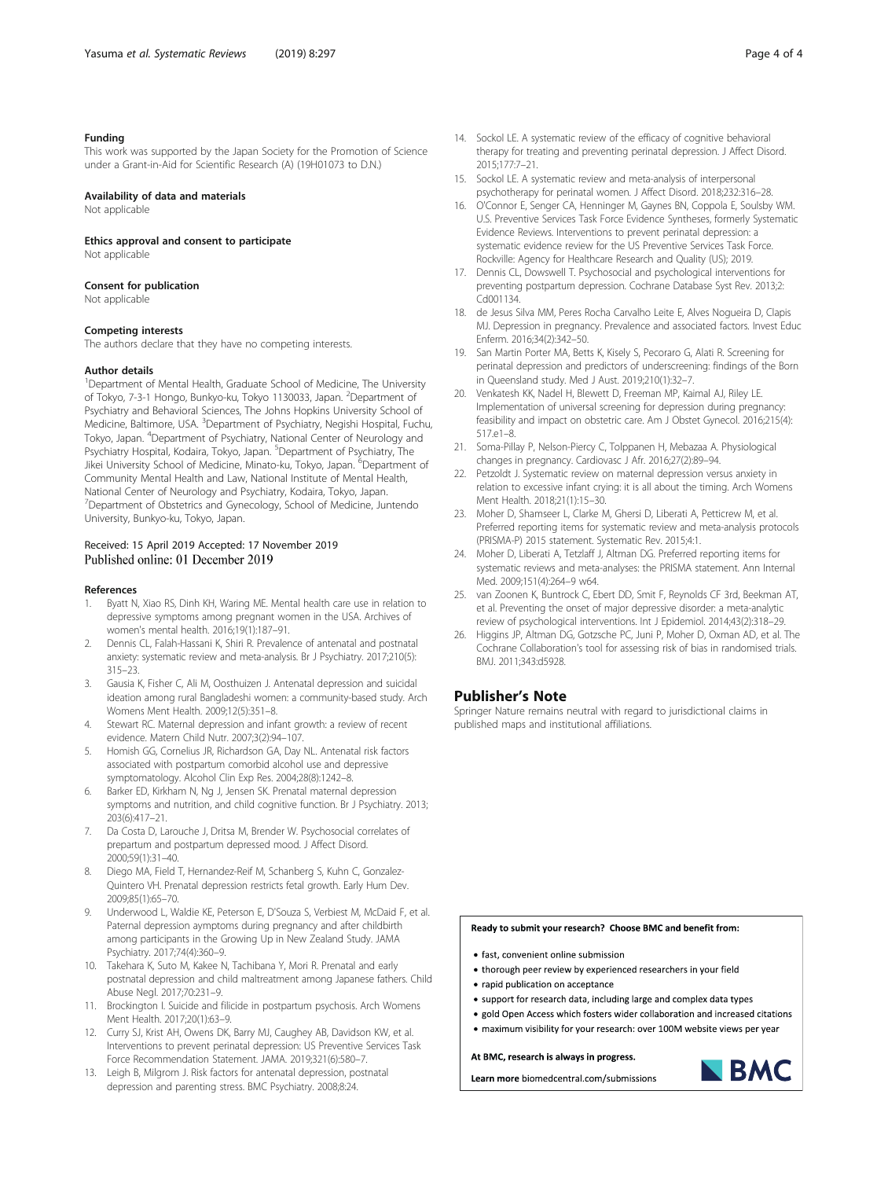### Funding

This work was supported by the Japan Society for the Promotion of Science under a Grant-in-Aid for Scientific Research (A) (19H01073 to D.N.)

### Availability of data and materials

Not applicable

### Ethics approval and consent to participate

Not applicable

### Consent for publication

Not applicable

### Competing interests

The authors declare that they have no competing interests.

### Author details

[1]Department of Mental Health, Graduate School of Medicine, The University of Tokyo, 7-3-1 Hongo, Bunkyo-ku, Tokyo 1130033, Japan. [2]Department of Psychiatry and Behavioral Sciences, The Johns Hopkins University School of Medicine, Baltimore, USA. [3]Department of Psychiatry, Negishi Hospital, Fuchu, Tokyo, Japan. [4]Department of Psychiatry, National Center of Neurology and Psychiatry Hospital, Kodaira, Tokyo, Japan. [5]Department of Psychiatry, The Jikei University School of Medicine, Minato-ku, Tokyo, Japan. [6]Department of Community Mental Health and Law, National Institute of Mental Health, National Center of Neurology and Psychiatry, Kodaira, Tokyo, Japan. [7]Department of Obstetrics and Gynecology, School of Medicine, Juntendo University, Bunkyo-ku, Tokyo, Japan.

Received: 15 April 2019 Accepted: 17 November 2019
Published online: 01 December 2019

### References

1. Byatt N, Xiao RS, Dinh KH, Waring ME. Mental health care use in relation to depressive symptoms among pregnant women in the USA. Archives of women's mental health. 2016;19(1):187–91.
2. Dennis CL, Falah-Hassani K, Shiri R. Prevalence of antenatal and postnatal anxiety: systematic review and meta-analysis. Br J Psychiatry. 2017;210(5): 315–23.
3. Gausia K, Fisher C, Ali M, Oosthuizen J. Antenatal depression and suicidal ideation among rural Bangladeshi women: a community-based study. Arch Womens Ment Health. 2009;12(5):351–8.
4. Stewart RC. Maternal depression and infant growth: a review of recent evidence. Matern Child Nutr. 2007;3(2):94–107.
5. Homish GG, Cornelius JR, Richardson GA, Day NL. Antenatal risk factors associated with postpartum comorbid alcohol use and depressive symptomatology. Alcohol Clin Exp Res. 2004;28(8):1242–8.
6. Barker ED, Kirkham N, Ng J, Jensen SK. Prenatal maternal depression symptoms and nutrition, and child cognitive function. Br J Psychiatry. 2013; 203(6):417–21.
7. Da Costa D, Larouche J, Dritsa M, Brender W. Psychosocial correlates of prepartum and postpartum depressed mood. J Affect Disord. 2000;59(1):31–40.
8. Diego MA, Field T, Hernandez-Reif M, Schanberg S, Kuhn C, Gonzalez-Quintero VH. Prenatal depression restricts fetal growth. Early Hum Dev. 2009;85(1):65–70.
9. Underwood L, Waldie KE, Peterson E, D'Souza S, Verbiest M, McDaid F, et al. Paternal depression aymptoms during pregnancy and after childbirth among participants in the Growing Up in New Zealand Study. JAMA Psychiatry. 2017;74(4):360–9.
10. Takehara K, Suto M, Kakee N, Tachibana Y, Mori R. Prenatal and early postnatal depression and child maltreatment among Japanese fathers. Child Abuse Negl. 2017;70:231–9.
11. Brockington I. Suicide and filicide in postpartum psychosis. Arch Womens Ment Health. 2017;20(1):63–9.
12. Curry SJ, Krist AH, Owens DK, Barry MJ, Caughey AB, Davidson KW, et al. Interventions to prevent perinatal depression: US Preventive Services Task Force Recommendation Statement. JAMA. 2019;321(6):580–7.
13. Leigh B, Milgrom J. Risk factors for antenatal depression, postnatal depression and parenting stress. BMC Psychiatry. 2008;8:24.
14. Sockol LE. A systematic review of the efficacy of cognitive behavioral therapy for treating and preventing perinatal depression. J Affect Disord. 2015;177:7–21.
15. Sockol LE. A systematic review and meta-analysis of interpersonal psychotherapy for perinatal women. J Affect Disord. 2018;232:316–28.
16. O'Connor E, Senger CA, Henninger M, Gaynes BN, Coppola E, Soulsby WM. U.S. Preventive Services Task Force Evidence Syntheses, formerly Systematic Evidence Reviews. Interventions to prevent perinatal depression: a systematic evidence review for the US Preventive Services Task Force. Rockville: Agency for Healthcare Research and Quality (US); 2019.
17. Dennis CL, Dowswell T. Psychosocial and psychological interventions for preventing postpartum depression. Cochrane Database Syst Rev. 2013;2: Cd001134.
18. de Jesus Silva MM, Peres Rocha Carvalho Leite E, Alves Nogueira D, Clapis MJ. Depression in pregnancy. Prevalence and associated factors. Invest Educ Enferm. 2016;34(2):342–50.
19. San Martin Porter MA, Betts K, Kisely S, Pecoraro G, Alati R. Screening for perinatal depression and predictors of underscreening: findings of the Born in Queensland study. Med J Aust. 2019;210(1):32–7.
20. Venkatesh KK, Nadel H, Blewett D, Freeman MP, Kaimal AJ, Riley LE. Implementation of universal screening for depression during pregnancy: feasibility and impact on obstetric care. Am J Obstet Gynecol. 2016;215(4): 517.e1–8.
21. Soma-Pillay P, Nelson-Piercy C, Tolppanen H, Mebazaa A. Physiological changes in pregnancy. Cardiovasc J Afr. 2016;27(2):89–94.
22. Petzoldt J. Systematic review on maternal depression versus anxiety in relation to excessive infant crying: it is all about the timing. Arch Womens Ment Health. 2018;21(1):15–30.
23. Moher D, Shamseer L, Clarke M, Ghersi D, Liberati A, Petticrew M, et al. Preferred reporting items for systematic review and meta-analysis protocols (PRISMA-P) 2015 statement. Systematic Rev. 2015;4:1.
24. Moher D, Liberati A, Tetzlaff J, Altman DG. Preferred reporting items for systematic reviews and meta-analyses: the PRISMA statement. Ann Internal Med. 2009;151(4):264–9 w64.
25. van Zoonen K, Buntrock C, Ebert DD, Smit F, Reynolds CF 3rd, Beekman AT, et al. Preventing the onset of major depressive disorder: a meta-analytic review of psychological interventions. Int J Epidemiol. 2014;43(2):318–29.
26. Higgins JP, Altman DG, Gotzsche PC, Juni P, Moher D, Oxman AD, et al. The Cochrane Collaboration's tool for assessing risk of bias in randomised trials. BMJ. 2011;343:d5928.

## Publisher's Note

Springer Nature remains neutral with regard to jurisdictional claims in published maps and institutional affiliations.

**Ready to submit your research? Choose BMC and benefit from:**

- fast, convenient online submission
- thorough peer review by experienced researchers in your field
- rapid publication on acceptance
- support for research data, including large and complex data types
- gold Open Access which fosters wider collaboration and increased citations
- maximum visibility for your research: over 100M website views per year

**At BMC, research is always in progress.**

**Learn more** biomedcentral.com/submissions

BMC